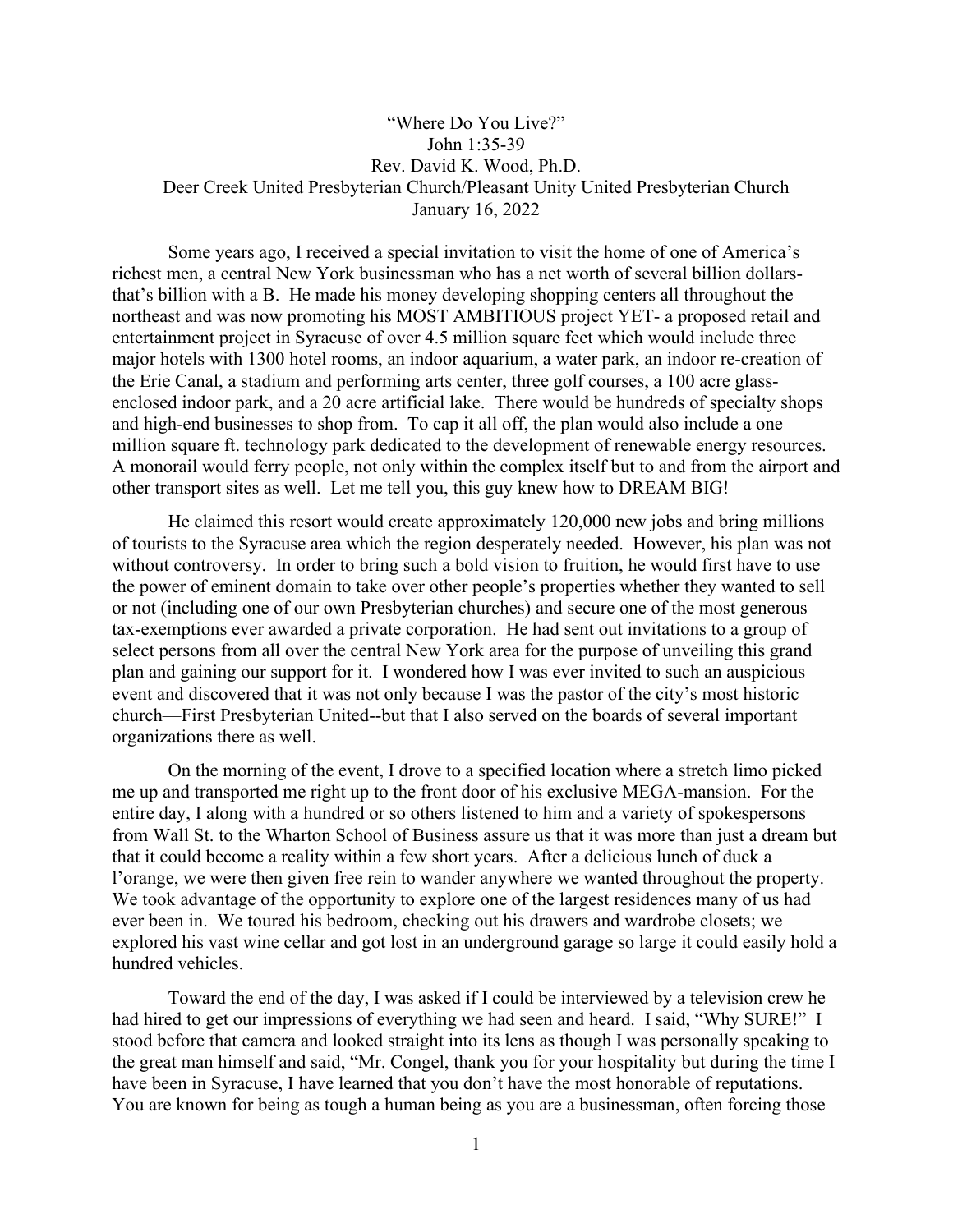# "Where Do You Live?"

John 1:35-39

Rev. David K. Wood, Ph.D.

Deer Creek United Presbyterian Church/Pleasant Unity United Presbyterian Church

January 16, 2022

Some years ago, I received a special invitation to visit the home of one of America's richest men, a central New York businessman who has a net worth of several billion dollars- that's billion with a B. He made his money developing shopping centers all throughout the northeast and was now promoting his MOST AMBITIOUS project YET- a proposed retail and entertainment project in Syracuse of over 4.5 million square feet which would include three major hotels with 1300 hotel rooms, an indoor aquarium, a water park, an indoor re-creation of the Erie Canal, a stadium and performing arts center, three golf courses, a 100 acre glass-enclosed indoor park, and a 20 acre artificial lake. There would be hundreds of specialty shops and high-end businesses to shop from. To cap it all off, the plan would also include a one million square ft. technology park dedicated to the development of renewable energy resources. A monorail would ferry people, not only within the complex itself but to and from the airport and other transport sites as well. Let me tell you, this guy knew how to DREAM BIG!

He claimed this resort would create approximately 120,000 new jobs and bring millions of tourists to the Syracuse area which the region desperately needed. However, his plan was not without controversy. In order to bring such a bold vision to fruition, he would first have to use the power of eminent domain to take over other people's properties whether they wanted to sell or not (including one of our own Presbyterian churches) and secure one of the most generous tax-exemptions ever awarded a private corporation. He had sent out invitations to a group of select persons from all over the central New York area for the purpose of unveiling this grand plan and gaining our support for it. I wondered how I was ever invited to such an auspicious event and discovered that it was not only because I was the pastor of the city's most historic church—First Presbyterian United--but that I also served on the boards of several important organizations there as well.

On the morning of the event, I drove to a specified location where a stretch limo picked me up and transported me right up to the front door of his exclusive MEGA-mansion. For the entire day, I along with a hundred or so others listened to him and a variety of spokespersons from Wall St. to the Wharton School of Business assure us that it was more than just a dream but that it could become a reality within a few short years. After a delicious lunch of duck a l'orange, we were then given free rein to wander anywhere we wanted throughout the property. We took advantage of the opportunity to explore one of the largest residences many of us had ever been in. We toured his bedroom, checking out his drawers and wardrobe closets; we explored his vast wine cellar and got lost in an underground garage so large it could easily hold a hundred vehicles.

Toward the end of the day, I was asked if I could be interviewed by a television crew he had hired to get our impressions of everything we had seen and heard. I said, "Why SURE!" I stood before that camera and looked straight into its lens as though I was personally speaking to the great man himself and said, "Mr. Congel, thank you for your hospitality but during the time I have been in Syracuse, I have learned that you don't have the most honorable of reputations. You are known for being as tough a human being as you are a businessman, often forcing those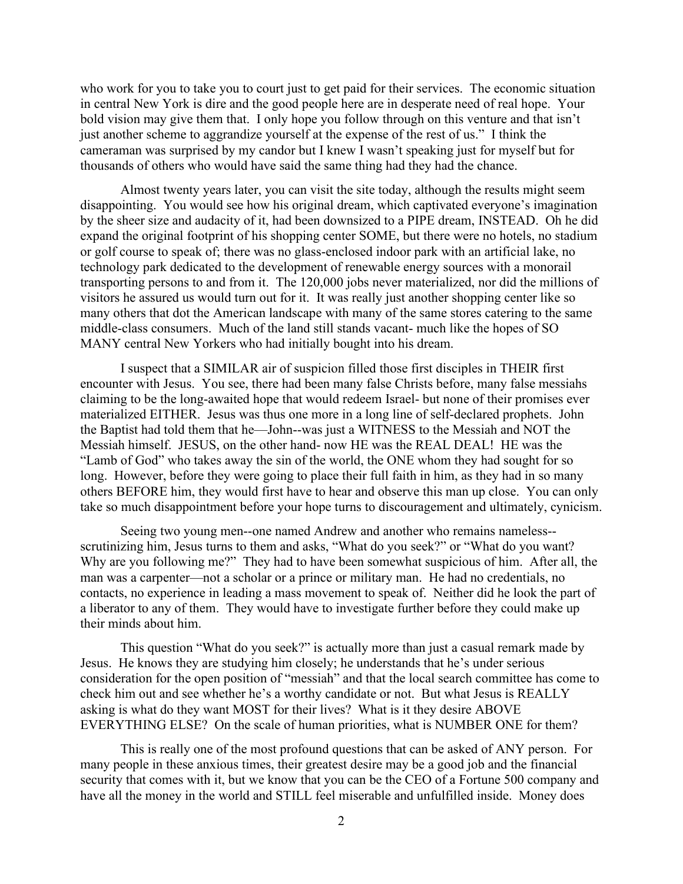who work for you to take you to court just to get paid for their services. The economic situation in central New York is dire and the good people here are in desperate need of real hope. Your bold vision may give them that. I only hope you follow through on this venture and that isn't just another scheme to aggrandize yourself at the expense of the rest of us." I think the cameraman was surprised by my candor but I knew I wasn't speaking just for myself but for thousands of others who would have said the same thing had they had the chance.

Almost twenty years later, you can visit the site today, although the results might seem disappointing. You would see how his original dream, which captivated everyone's imagination by the sheer size and audacity of it, had been downsized to a PIPE dream, INSTEAD. Oh he did expand the original footprint of his shopping center SOME, but there were no hotels, no stadium or golf course to speak of; there was no glass-enclosed indoor park with an artificial lake, no technology park dedicated to the development of renewable energy sources with a monorail transporting persons to and from it. The 120,000 jobs never materialized, nor did the millions of visitors he assured us would turn out for it. It was really just another shopping center like so many others that dot the American landscape with many of the same stores catering to the same middle-class consumers. Much of the land still stands vacant- much like the hopes of SO MANY central New Yorkers who had initially bought into his dream.

I suspect that a SIMILAR air of suspicion filled those first disciples in THEIR first encounter with Jesus. You see, there had been many false Christs before, many false messiahs claiming to be the long-awaited hope that would redeem Israel- but none of their promises ever materialized EITHER. Jesus was thus one more in a long line of self-declared prophets. John the Baptist had told them that he—John--was just a WITNESS to the Messiah and NOT the Messiah himself. JESUS, on the other hand- now HE was the REAL DEAL! HE was the "Lamb of God" who takes away the sin of the world, the ONE whom they had sought for so long. However, before they were going to place their full faith in him, as they had in so many others BEFORE him, they would first have to hear and observe this man up close. You can only take so much disappointment before your hope turns to discouragement and ultimately, cynicism.

Seeing two young men--one named Andrew and another who remains nameless--scrutinizing him, Jesus turns to them and asks, "What do you seek?" or "What do you want? Why are you following me?" They had to have been somewhat suspicious of him. After all, the man was a carpenter—not a scholar or a prince or military man. He had no credentials, no contacts, no experience in leading a mass movement to speak of. Neither did he look the part of a liberator to any of them. They would have to investigate further before they could make up their minds about him.

This question "What do you seek?" is actually more than just a casual remark made by Jesus. He knows they are studying him closely; he understands that he's under serious consideration for the open position of "messiah" and that the local search committee has come to check him out and see whether he's a worthy candidate or not. But what Jesus is REALLY asking is what do they want MOST for their lives? What is it they desire ABOVE EVERYTHING ELSE? On the scale of human priorities, what is NUMBER ONE for them?

This is really one of the most profound questions that can be asked of ANY person. For many people in these anxious times, their greatest desire may be a good job and the financial security that comes with it, but we know that you can be the CEO of a Fortune 500 company and have all the money in the world and STILL feel miserable and unfulfilled inside. Money does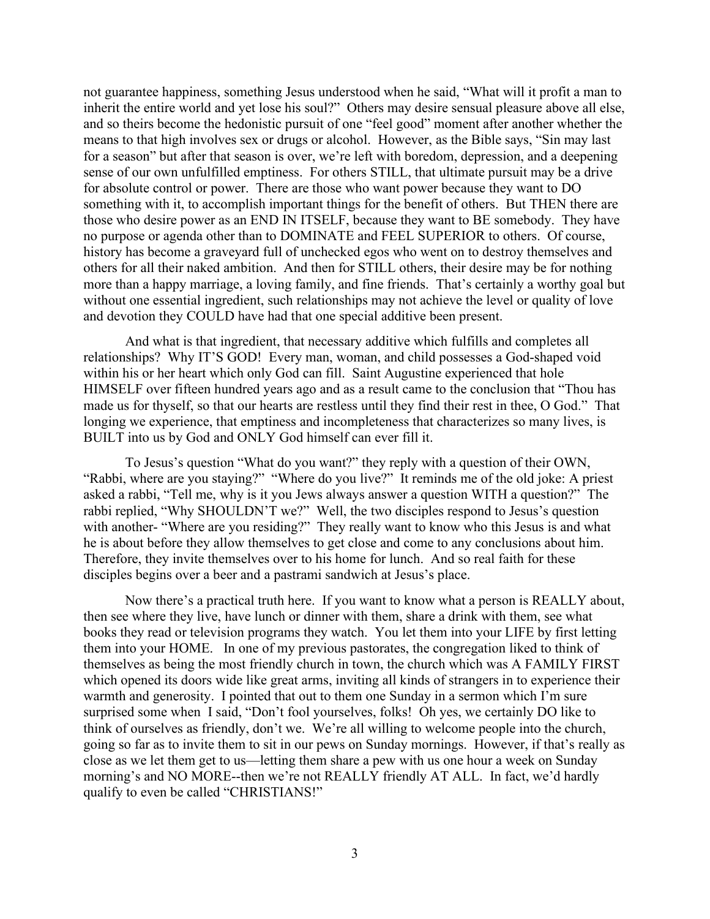not guarantee happiness, something Jesus understood when he said, "What will it profit a man to inherit the entire world and yet lose his soul?" Others may desire sensual pleasure above all else, and so theirs become the hedonistic pursuit of one "feel good" moment after another whether the means to that high involves sex or drugs or alcohol. However, as the Bible says, "Sin may last for a season" but after that season is over, we're left with boredom, depression, and a deepening sense of our own unfulfilled emptiness. For others STILL, that ultimate pursuit may be a drive for absolute control or power. There are those who want power because they want to DO something with it, to accomplish important things for the benefit of others. But THEN there are those who desire power as an END IN ITSELF, because they want to BE somebody. They have no purpose or agenda other than to DOMINATE and FEEL SUPERIOR to others. Of course, history has become a graveyard full of unchecked egos who went on to destroy themselves and others for all their naked ambition. And then for STILL others, their desire may be for nothing more than a happy marriage, a loving family, and fine friends. That's certainly a worthy goal but without one essential ingredient, such relationships may not achieve the level or quality of love and devotion they COULD have had that one special additive been present.

And what is that ingredient, that necessary additive which fulfills and completes all relationships? Why IT'S GOD! Every man, woman, and child possesses a God-shaped void within his or her heart which only God can fill. Saint Augustine experienced that hole HIMSELF over fifteen hundred years ago and as a result came to the conclusion that "Thou has made us for thyself, so that our hearts are restless until they find their rest in thee, O God." That longing we experience, that emptiness and incompleteness that characterizes so many lives, is BUILT into us by God and ONLY God himself can ever fill it.

To Jesus's question "What do you want?" they reply with a question of their OWN, "Rabbi, where are you staying?" "Where do you live?" It reminds me of the old joke: A priest asked a rabbi, "Tell me, why is it you Jews always answer a question WITH a question?" The rabbi replied, "Why SHOULDN'T we?" Well, the two disciples respond to Jesus's question with another- "Where are you residing?" They really want to know who this Jesus is and what he is about before they allow themselves to get close and come to any conclusions about him. Therefore, they invite themselves over to his home for lunch. And so real faith for these disciples begins over a beer and a pastrami sandwich at Jesus's place.

Now there's a practical truth here. If you want to know what a person is REALLY about, then see where they live, have lunch or dinner with them, share a drink with them, see what books they read or television programs they watch. You let them into your LIFE by first letting them into your HOME. In one of my previous pastorates, the congregation liked to think of themselves as being the most friendly church in town, the church which was A FAMILY FIRST which opened its doors wide like great arms, inviting all kinds of strangers in to experience their warmth and generosity. I pointed that out to them one Sunday in a sermon which I'm sure surprised some when I said, "Don't fool yourselves, folks! Oh yes, we certainly DO like to think of ourselves as friendly, don't we. We're all willing to welcome people into the church, going so far as to invite them to sit in our pews on Sunday mornings. However, if that's really as close as we let them get to us—letting them share a pew with us one hour a week on Sunday morning's and NO MORE--then we're not REALLY friendly AT ALL. In fact, we'd hardly qualify to even be called "CHRISTIANS!"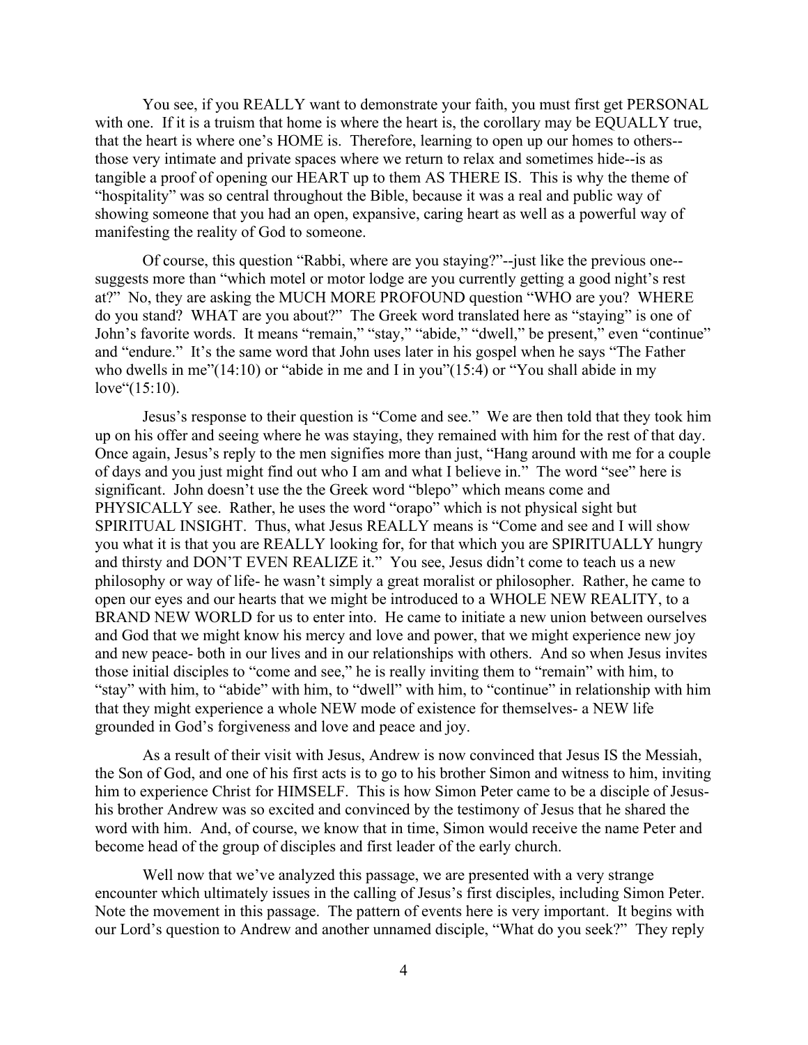You see, if you REALLY want to demonstrate your faith, you must first get PERSONAL with one. If it is a truism that home is where the heart is, the corollary may be EQUALLY true, that the heart is where one's HOME is. Therefore, learning to open up our homes to others--those very intimate and private spaces where we return to relax and sometimes hide--is as tangible a proof of opening our HEART up to them AS THERE IS. This is why the theme of "hospitality" was so central throughout the Bible, because it was a real and public way of showing someone that you had an open, expansive, caring heart as well as a powerful way of manifesting the reality of God to someone.

Of course, this question "Rabbi, where are you staying?"--just like the previous one--suggests more than "which motel or motor lodge are you currently getting a good night's rest at?" No, they are asking the MUCH MORE PROFOUND question "WHO are you? WHERE do you stand? WHAT are you about?" The Greek word translated here as "staying" is one of John's favorite words. It means "remain," "stay," "abide," "dwell," be present," even "continue" and "endure." It's the same word that John uses later in his gospel when he says "The Father who dwells in me"(14:10) or "abide in me and I in you"(15:4) or "You shall abide in my love"(15:10).

Jesus's response to their question is "Come and see." We are then told that they took him up on his offer and seeing where he was staying, they remained with him for the rest of that day. Once again, Jesus's reply to the men signifies more than just, "Hang around with me for a couple of days and you just might find out who I am and what I believe in." The word "see" here is significant. John doesn't use the the Greek word "blepo" which means come and PHYSICALLY see. Rather, he uses the word "orapo" which is not physical sight but SPIRITUAL INSIGHT. Thus, what Jesus REALLY means is "Come and see and I will show you what it is that you are REALLY looking for, for that which you are SPIRITUALLY hungry and thirsty and DON'T EVEN REALIZE it." You see, Jesus didn't come to teach us a new philosophy or way of life- he wasn't simply a great moralist or philosopher. Rather, he came to open our eyes and our hearts that we might be introduced to a WHOLE NEW REALITY, to a BRAND NEW WORLD for us to enter into. He came to initiate a new union between ourselves and God that we might know his mercy and love and power, that we might experience new joy and new peace- both in our lives and in our relationships with others. And so when Jesus invites those initial disciples to "come and see," he is really inviting them to "remain" with him, to "stay" with him, to "abide" with him, to "dwell" with him, to "continue" in relationship with him that they might experience a whole NEW mode of existence for themselves- a NEW life grounded in God's forgiveness and love and peace and joy.

As a result of their visit with Jesus, Andrew is now convinced that Jesus IS the Messiah, the Son of God, and one of his first acts is to go to his brother Simon and witness to him, inviting him to experience Christ for HIMSELF. This is how Simon Peter came to be a disciple of Jesus- his brother Andrew was so excited and convinced by the testimony of Jesus that he shared the word with him. And, of course, we know that in time, Simon would receive the name Peter and become head of the group of disciples and first leader of the early church.

Well now that we've analyzed this passage, we are presented with a very strange encounter which ultimately issues in the calling of Jesus's first disciples, including Simon Peter. Note the movement in this passage. The pattern of events here is very important. It begins with our Lord's question to Andrew and another unnamed disciple, "What do you seek?" They reply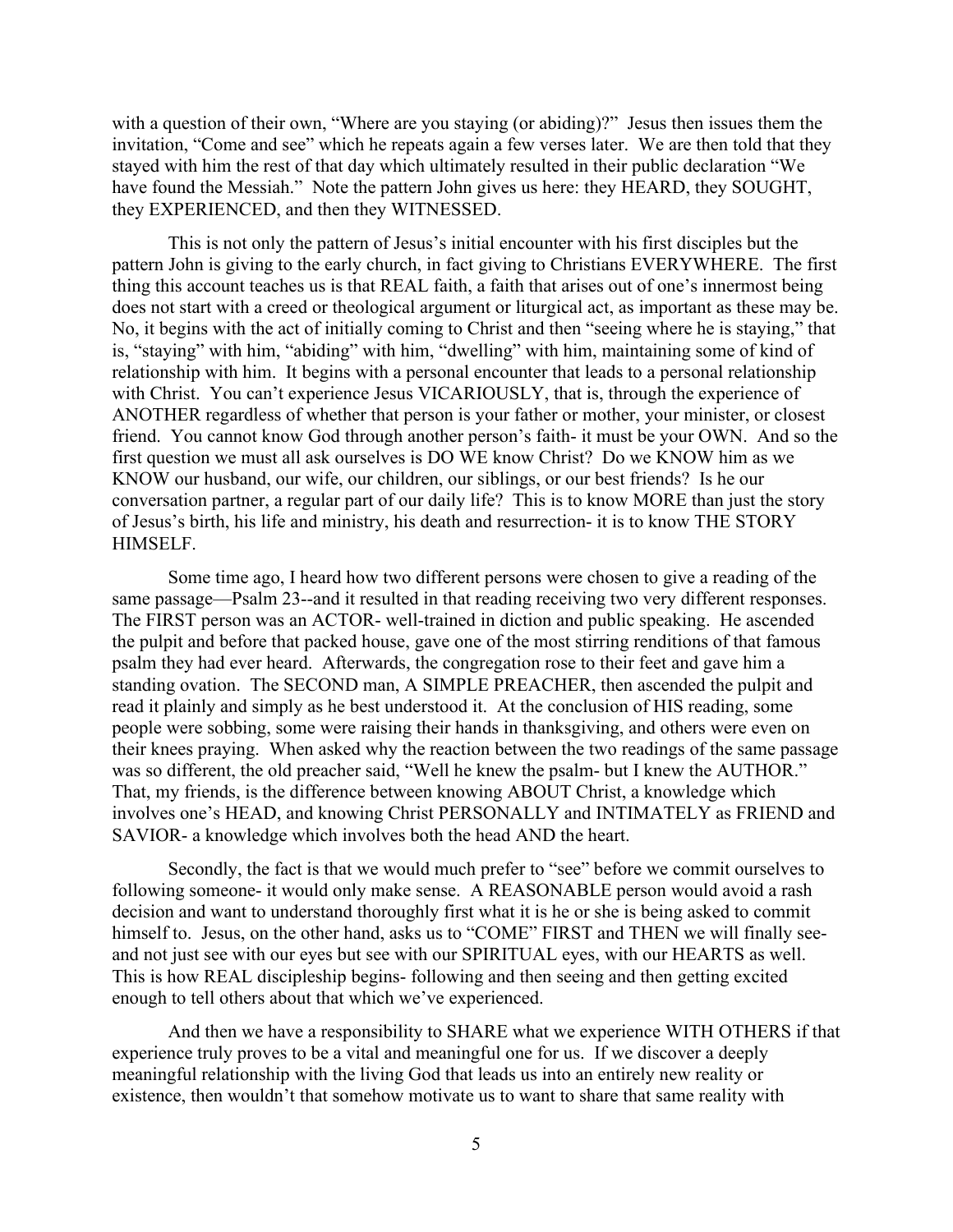with a question of their own, "Where are you staying (or abiding)?" Jesus then issues them the invitation, "Come and see" which he repeats again a few verses later. We are then told that they stayed with him the rest of that day which ultimately resulted in their public declaration "We have found the Messiah." Note the pattern John gives us here: they HEARD, they SOUGHT, they EXPERIENCED, and then they WITNESSED.

This is not only the pattern of Jesus's initial encounter with his first disciples but the pattern John is giving to the early church, in fact giving to Christians EVERYWHERE. The first thing this account teaches us is that REAL faith, a faith that arises out of one's innermost being does not start with a creed or theological argument or liturgical act, as important as these may be. No, it begins with the act of initially coming to Christ and then "seeing where he is staying," that is, "staying" with him, "abiding" with him, "dwelling" with him, maintaining some of kind of relationship with him. It begins with a personal encounter that leads to a personal relationship with Christ. You can't experience Jesus VICARIOUSLY, that is, through the experience of ANOTHER regardless of whether that person is your father or mother, your minister, or closest friend. You cannot know God through another person's faith- it must be your OWN. And so the first question we must all ask ourselves is DO WE know Christ? Do we KNOW him as we KNOW our husband, our wife, our children, our siblings, or our best friends? Is he our conversation partner, a regular part of our daily life? This is to know MORE than just the story of Jesus's birth, his life and ministry, his death and resurrection- it is to know THE STORY HIMSELF.

Some time ago, I heard how two different persons were chosen to give a reading of the same passage—Psalm 23--and it resulted in that reading receiving two very different responses. The FIRST person was an ACTOR- well-trained in diction and public speaking. He ascended the pulpit and before that packed house, gave one of the most stirring renditions of that famous psalm they had ever heard. Afterwards, the congregation rose to their feet and gave him a standing ovation. The SECOND man, A SIMPLE PREACHER, then ascended the pulpit and read it plainly and simply as he best understood it. At the conclusion of HIS reading, some people were sobbing, some were raising their hands in thanksgiving, and others were even on their knees praying. When asked why the reaction between the two readings of the same passage was so different, the old preacher said, "Well he knew the psalm- but I knew the AUTHOR." That, my friends, is the difference between knowing ABOUT Christ, a knowledge which involves one's HEAD, and knowing Christ PERSONALLY and INTIMATELY as FRIEND and SAVIOR- a knowledge which involves both the head AND the heart.

Secondly, the fact is that we would much prefer to "see" before we commit ourselves to following someone- it would only make sense. A REASONABLE person would avoid a rash decision and want to understand thoroughly first what it is he or she is being asked to commit himself to. Jesus, on the other hand, asks us to "COME" FIRST and THEN we will finally see- and not just see with our eyes but see with our SPIRITUAL eyes, with our HEARTS as well. This is how REAL discipleship begins- following and then seeing and then getting excited enough to tell others about that which we've experienced.

And then we have a responsibility to SHARE what we experience WITH OTHERS if that experience truly proves to be a vital and meaningful one for us. If we discover a deeply meaningful relationship with the living God that leads us into an entirely new reality or existence, then wouldn't that somehow motivate us to want to share that same reality with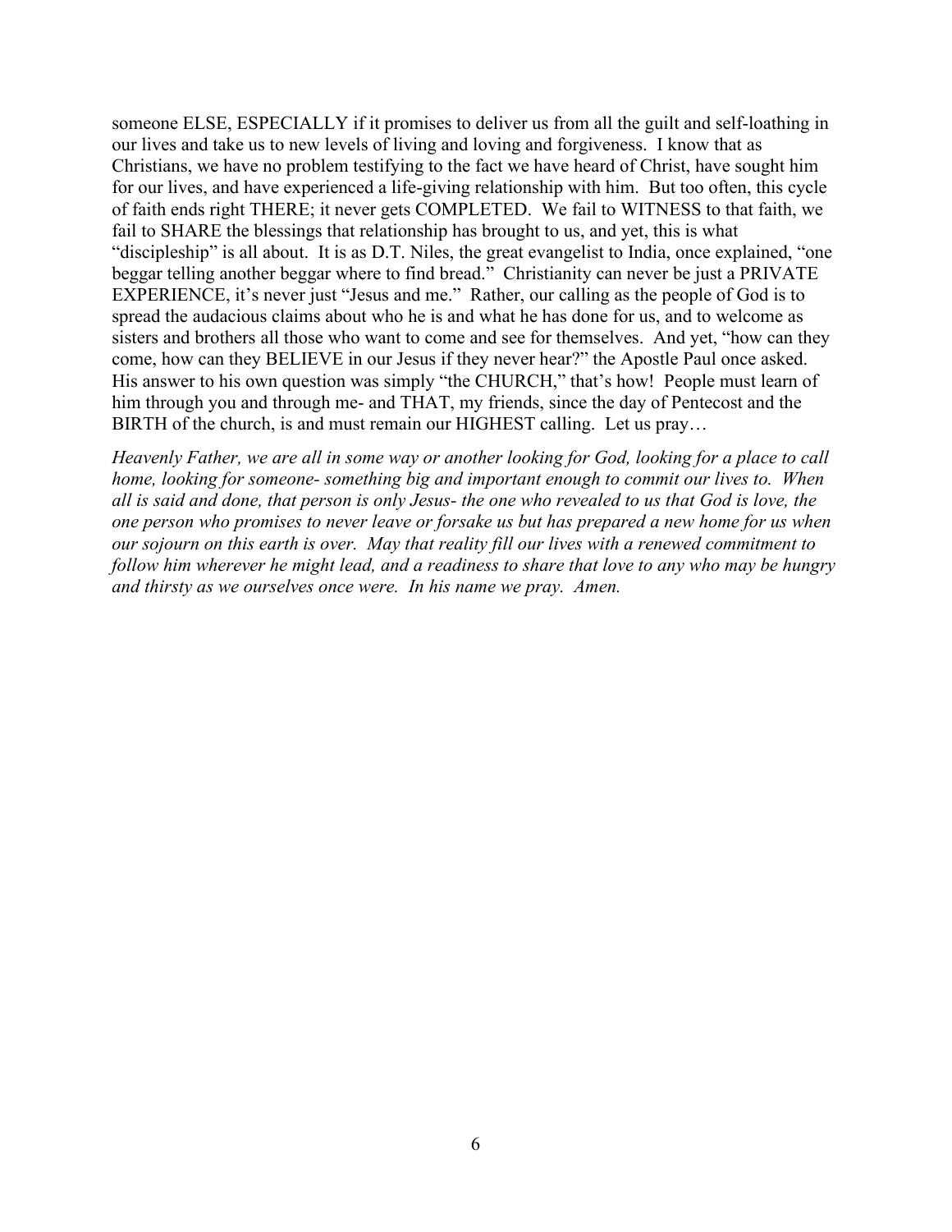someone ELSE, ESPECIALLY if it promises to deliver us from all the guilt and self-loathing in our lives and take us to new levels of living and loving and forgiveness. I know that as Christians, we have no problem testifying to the fact we have heard of Christ, have sought him for our lives, and have experienced a life-giving relationship with him. But too often, this cycle of faith ends right THERE; it never gets COMPLETED. We fail to WITNESS to that faith, we fail to SHARE the blessings that relationship has brought to us, and yet, this is what "discipleship" is all about. It is as D.T. Niles, the great evangelist to India, once explained, "one beggar telling another beggar where to find bread." Christianity can never be just a PRIVATE EXPERIENCE, it's never just "Jesus and me." Rather, our calling as the people of God is to spread the audacious claims about who he is and what he has done for us, and to welcome as sisters and brothers all those who want to come and see for themselves. And yet, "how can they come, how can they BELIEVE in our Jesus if they never hear?" the Apostle Paul once asked. His answer to his own question was simply "the CHURCH," that's how! People must learn of him through you and through me- and THAT, my friends, since the day of Pentecost and the BIRTH of the church, is and must remain our HIGHEST calling. Let us pray…

*Heavenly Father, we are all in some way or another looking for God, looking for a place to call home, looking for someone- something big and important enough to commit our lives to. When all is said and done, that person is only Jesus- the one who revealed to us that God is love, the one person who promises to never leave or forsake us but has prepared a new home for us when our sojourn on this earth is over. May that reality fill our lives with a renewed commitment to follow him wherever he might lead, and a readiness to share that love to any who may be hungry and thirsty as we ourselves once were. In his name we pray. Amen.*